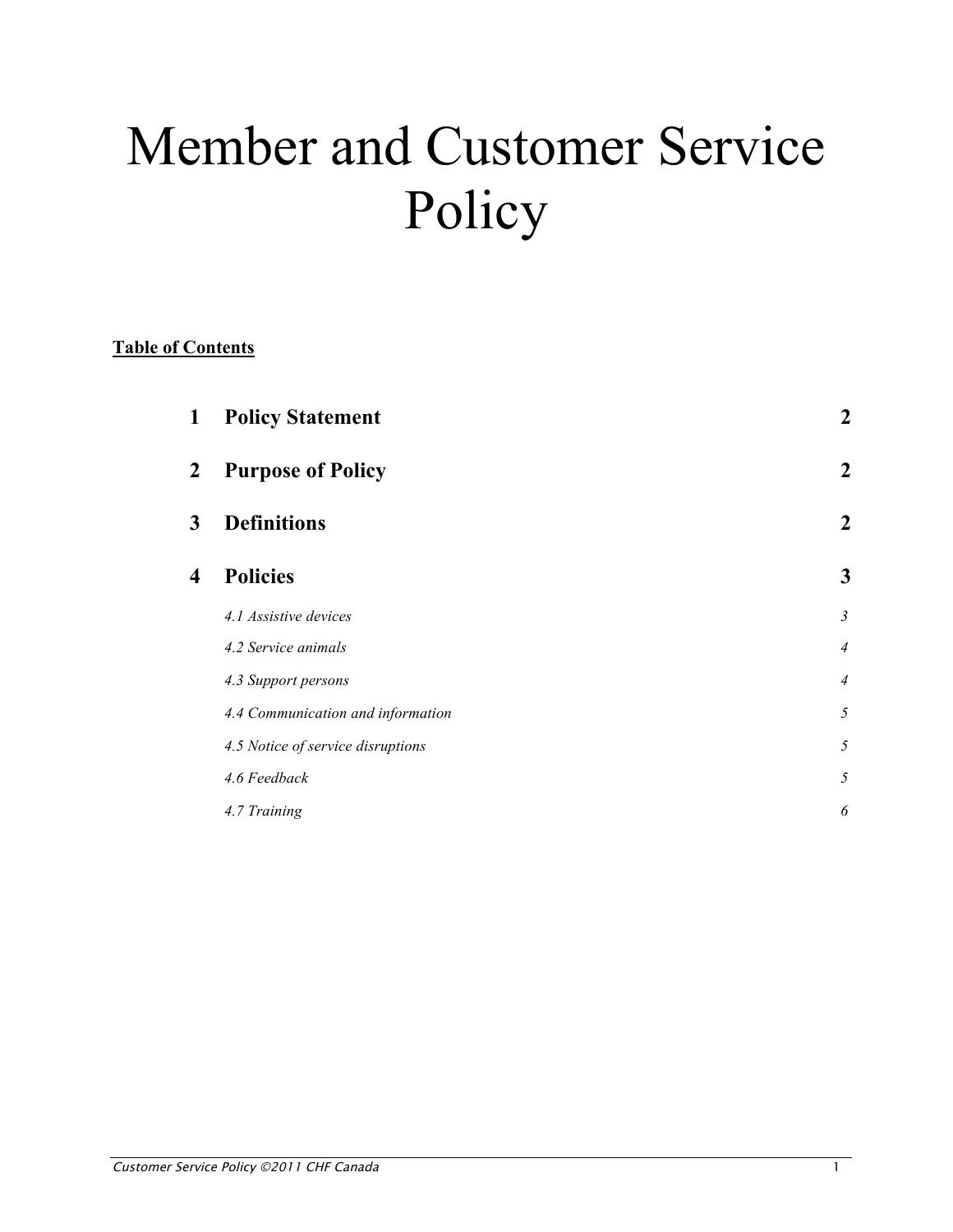# Member and Customer Service Policy

**Table of Contents**

| | | |
|---|---|---|
| **1** | **Policy Statement** | **2** |
| **2** | **Purpose of Policy** | **2** |
| **3** | **Definitions** | **2** |
| **4** | **Policies** | **3** |
| | *4.1 Assistive devices* | *3* |
| | *4.2 Service animals* | *4* |
| | *4.3 Support persons* | *4* |
| | *4.4 Communication and information* | *5* |
| | *4.5 Notice of service disruptions* | *5* |
| | *4.6 Feedback* | *5* |
| | *4.7 Training* | *6* |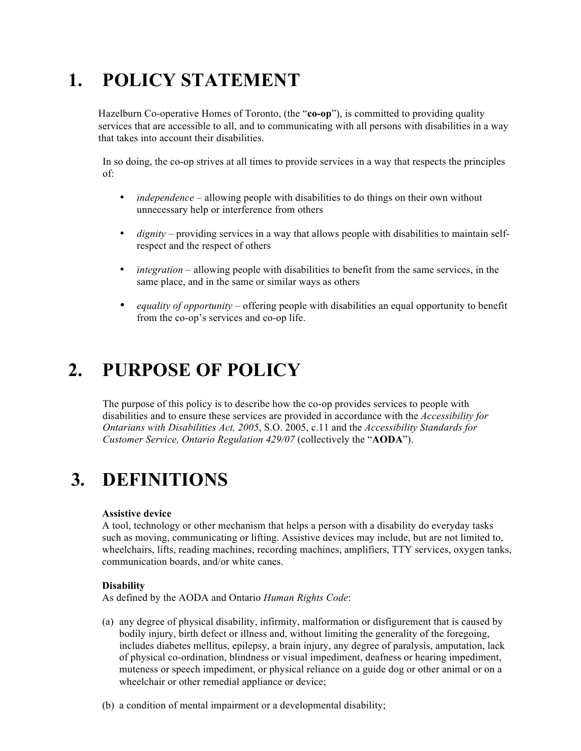# 1. POLICY STATEMENT

Hazelburn Co-operative Homes of Toronto, (the "**co-op**"), is committed to providing quality services that are accessible to all, and to communicating with all persons with disabilities in a way that takes into account their disabilities.

In so doing, the co-op strives at all times to provide services in a way that respects the principles of:

- *independence* – allowing people with disabilities to do things on their own without unnecessary help or interference from others
- *dignity* – providing services in a way that allows people with disabilities to maintain self-respect and the respect of others
- *integration* – allowing people with disabilities to benefit from the same services, in the same place, and in the same or similar ways as others
- *equality of opportunity* – offering people with disabilities an equal opportunity to benefit from the co-op's services and co-op life.

# 2. PURPOSE OF POLICY

The purpose of this policy is to describe how the co-op provides services to people with disabilities and to ensure these services are provided in accordance with the *Accessibility for Ontarians with Disabilities Act, 2005*, S.O. 2005, c.11 and the *Accessibility Standards for Customer Service, Ontario Regulation 429/07* (collectively the "**AODA**").

# 3. DEFINITIONS

**Assistive device**
A tool, technology or other mechanism that helps a person with a disability do everyday tasks such as moving, communicating or lifting. Assistive devices may include, but are not limited to, wheelchairs, lifts, reading machines, recording machines, amplifiers, TTY services, oxygen tanks, communication boards, and/or white canes.

**Disability**
As defined by the AODA and Ontario *Human Rights Code*:

(a) any degree of physical disability, infirmity, malformation or disfigurement that is caused by bodily injury, birth defect or illness and, without limiting the generality of the foregoing, includes diabetes mellitus, epilepsy, a brain injury, any degree of paralysis, amputation, lack of physical co-ordination, blindness or visual impediment, deafness or hearing impediment, muteness or speech impediment, or physical reliance on a guide dog or other animal or on a wheelchair or other remedial appliance or device;

(b) a condition of mental impairment or a developmental disability;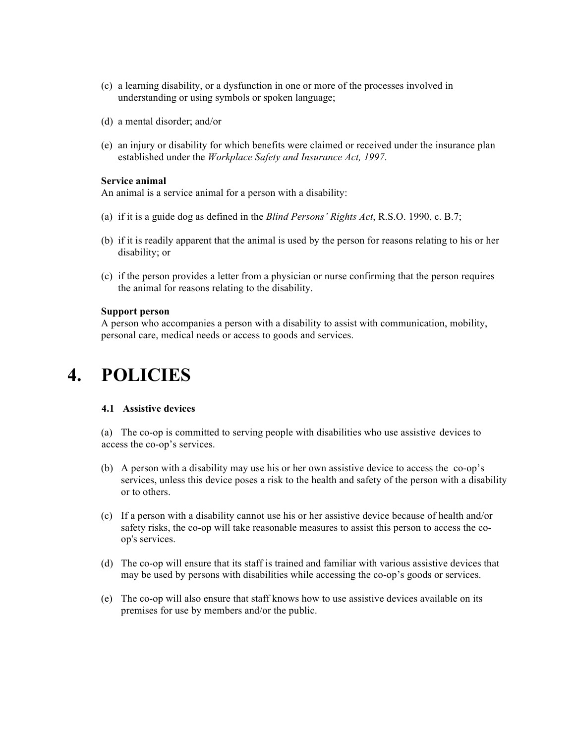(c) a learning disability, or a dysfunction in one or more of the processes involved in understanding or using symbols or spoken language;

(d) a mental disorder; and/or

(e) an injury or disability for which benefits were claimed or received under the insurance plan established under the *Workplace Safety and Insurance Act, 1997*.

**Service animal**
An animal is a service animal for a person with a disability:

(a) if it is a guide dog as defined in the *Blind Persons' Rights Act*, R.S.O. 1990, c. B.7;

(b) if it is readily apparent that the animal is used by the person for reasons relating to his or her disability; or

(c) if the person provides a letter from a physician or nurse confirming that the person requires the animal for reasons relating to the disability.

**Support person**
A person who accompanies a person with a disability to assist with communication, mobility, personal care, medical needs or access to goods and services.

# 4. POLICIES

### 4.1 Assistive devices

(a) The co-op is committed to serving people with disabilities who use assistive devices to access the co-op's services.

(b) A person with a disability may use his or her own assistive device to access the co-op's services, unless this device poses a risk to the health and safety of the person with a disability or to others.

(c) If a person with a disability cannot use his or her assistive device because of health and/or safety risks, the co-op will take reasonable measures to assist this person to access the co-op's services.

(d) The co-op will ensure that its staff is trained and familiar with various assistive devices that may be used by persons with disabilities while accessing the co-op's goods or services.

(e) The co-op will also ensure that staff knows how to use assistive devices available on its premises for use by members and/or the public.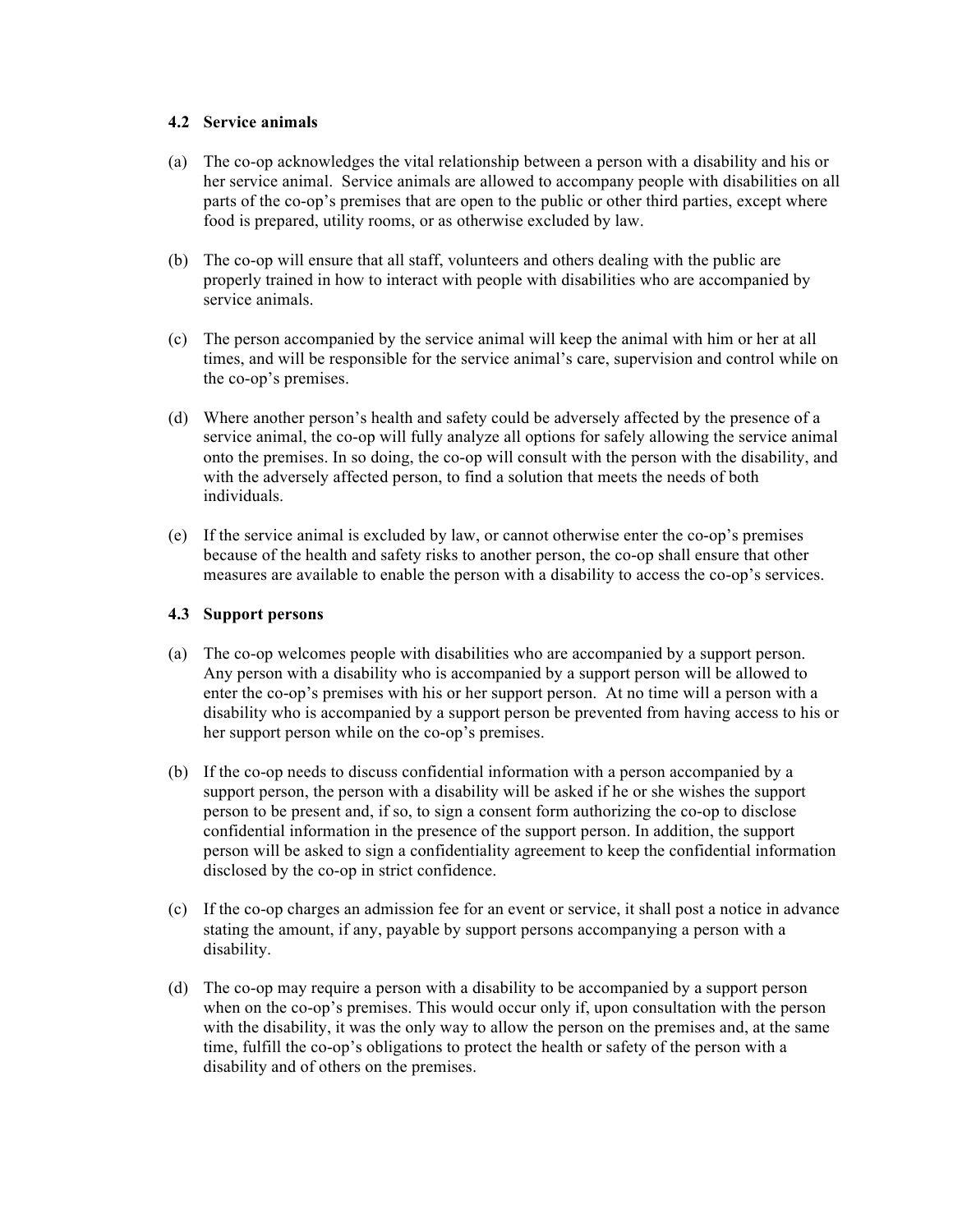### 4.2 Service animals

(a) The co-op acknowledges the vital relationship between a person with a disability and his or her service animal. Service animals are allowed to accompany people with disabilities on all parts of the co-op's premises that are open to the public or other third parties, except where food is prepared, utility rooms, or as otherwise excluded by law.

(b) The co-op will ensure that all staff, volunteers and others dealing with the public are properly trained in how to interact with people with disabilities who are accompanied by service animals.

(c) The person accompanied by the service animal will keep the animal with him or her at all times, and will be responsible for the service animal's care, supervision and control while on the co-op's premises.

(d) Where another person's health and safety could be adversely affected by the presence of a service animal, the co-op will fully analyze all options for safely allowing the service animal onto the premises. In so doing, the co-op will consult with the person with the disability, and with the adversely affected person, to find a solution that meets the needs of both individuals.

(e) If the service animal is excluded by law, or cannot otherwise enter the co-op's premises because of the health and safety risks to another person, the co-op shall ensure that other measures are available to enable the person with a disability to access the co-op's services.

### 4.3 Support persons

(a) The co-op welcomes people with disabilities who are accompanied by a support person. Any person with a disability who is accompanied by a support person will be allowed to enter the co-op's premises with his or her support person. At no time will a person with a disability who is accompanied by a support person be prevented from having access to his or her support person while on the co-op's premises.

(b) If the co-op needs to discuss confidential information with a person accompanied by a support person, the person with a disability will be asked if he or she wishes the support person to be present and, if so, to sign a consent form authorizing the co-op to disclose confidential information in the presence of the support person. In addition, the support person will be asked to sign a confidentiality agreement to keep the confidential information disclosed by the co-op in strict confidence.

(c) If the co-op charges an admission fee for an event or service, it shall post a notice in advance stating the amount, if any, payable by support persons accompanying a person with a disability.

(d) The co-op may require a person with a disability to be accompanied by a support person when on the co-op's premises. This would occur only if, upon consultation with the person with the disability, it was the only way to allow the person on the premises and, at the same time, fulfill the co-op's obligations to protect the health or safety of the person with a disability and of others on the premises.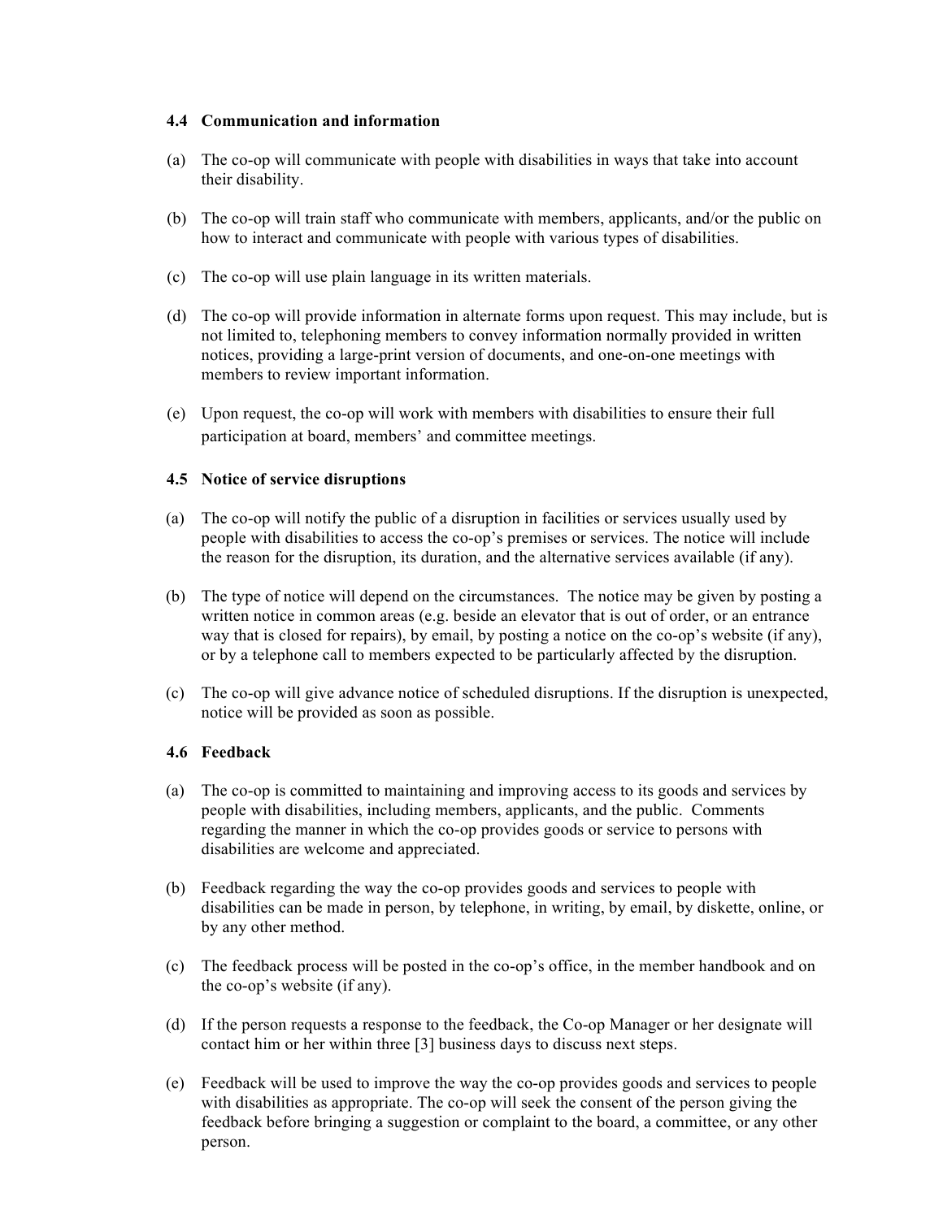### 4.4 Communication and information

(a) The co-op will communicate with people with disabilities in ways that take into account their disability.

(b) The co-op will train staff who communicate with members, applicants, and/or the public on how to interact and communicate with people with various types of disabilities.

(c) The co-op will use plain language in its written materials.

(d) The co-op will provide information in alternate forms upon request. This may include, but is not limited to, telephoning members to convey information normally provided in written notices, providing a large-print version of documents, and one-on-one meetings with members to review important information.

(e) Upon request, the co-op will work with members with disabilities to ensure their full participation at board, members' and committee meetings.

### 4.5 Notice of service disruptions

(a) The co-op will notify the public of a disruption in facilities or services usually used by people with disabilities to access the co-op's premises or services. The notice will include the reason for the disruption, its duration, and the alternative services available (if any).

(b) The type of notice will depend on the circumstances. The notice may be given by posting a written notice in common areas (e.g. beside an elevator that is out of order, or an entrance way that is closed for repairs), by email, by posting a notice on the co-op's website (if any), or by a telephone call to members expected to be particularly affected by the disruption.

(c) The co-op will give advance notice of scheduled disruptions. If the disruption is unexpected, notice will be provided as soon as possible.

### 4.6 Feedback

(a) The co-op is committed to maintaining and improving access to its goods and services by people with disabilities, including members, applicants, and the public. Comments regarding the manner in which the co-op provides goods or service to persons with disabilities are welcome and appreciated.

(b) Feedback regarding the way the co-op provides goods and services to people with disabilities can be made in person, by telephone, in writing, by email, by diskette, online, or by any other method.

(c) The feedback process will be posted in the co-op's office, in the member handbook and on the co-op's website (if any).

(d) If the person requests a response to the feedback, the Co-op Manager or her designate will contact him or her within three [3] business days to discuss next steps.

(e) Feedback will be used to improve the way the co-op provides goods and services to people with disabilities as appropriate. The co-op will seek the consent of the person giving the feedback before bringing a suggestion or complaint to the board, a committee, or any other person.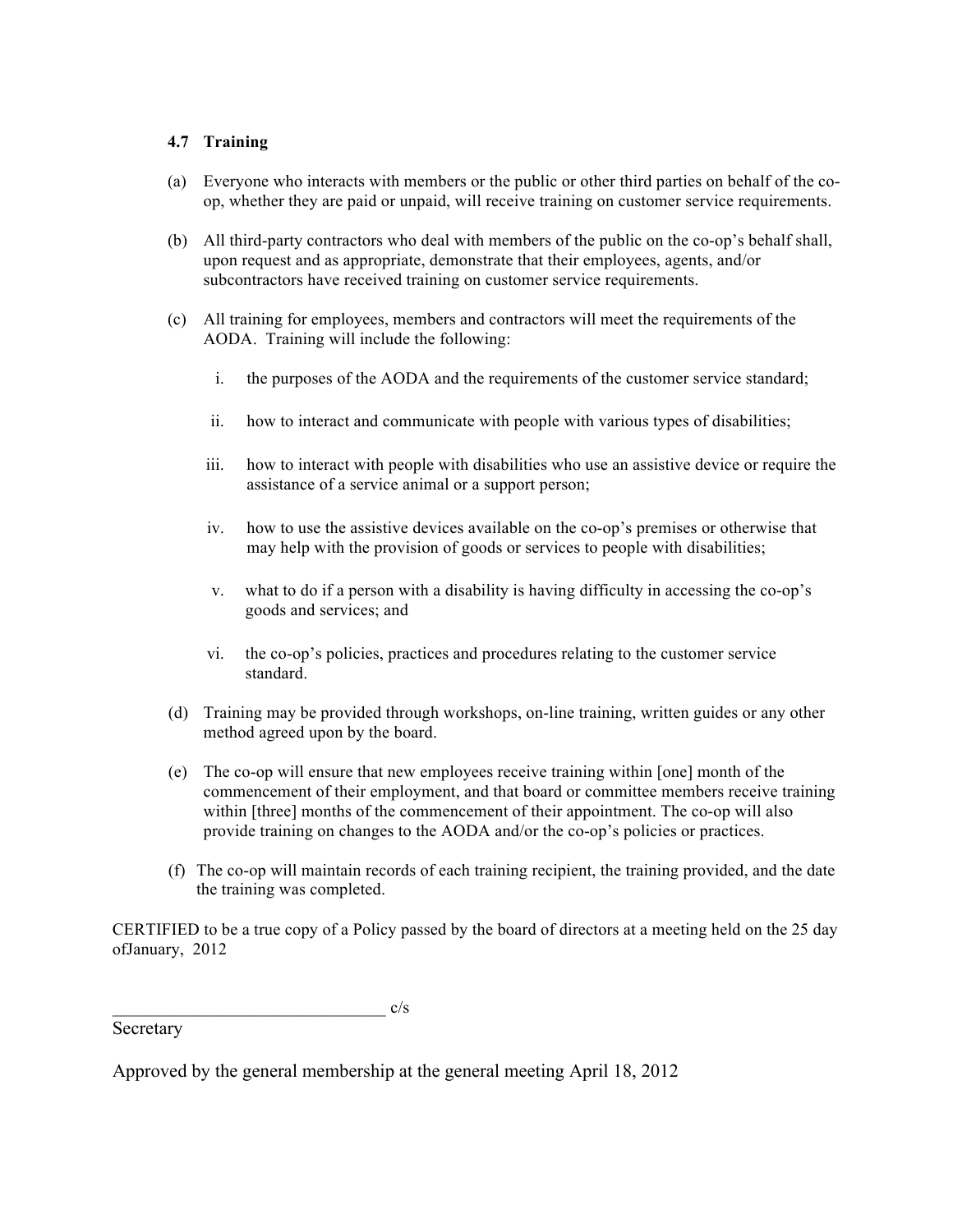### 4.7 Training

(a) Everyone who interacts with members or the public or other third parties on behalf of the co-op, whether they are paid or unpaid, will receive training on customer service requirements.

(b) All third-party contractors who deal with members of the public on the co-op's behalf shall, upon request and as appropriate, demonstrate that their employees, agents, and/or subcontractors have received training on customer service requirements.

(c) All training for employees, members and contractors will meet the requirements of the AODA. Training will include the following:

   i. the purposes of the AODA and the requirements of the customer service standard;

   ii. how to interact and communicate with people with various types of disabilities;

   iii. how to interact with people with disabilities who use an assistive device or require the assistance of a service animal or a support person;

   iv. how to use the assistive devices available on the co-op's premises or otherwise that may help with the provision of goods or services to people with disabilities;

   v. what to do if a person with a disability is having difficulty in accessing the co-op's goods and services; and

   vi. the co-op's policies, practices and procedures relating to the customer service standard.

(d) Training may be provided through workshops, on-line training, written guides or any other method agreed upon by the board.

(e) The co-op will ensure that new employees receive training within [one] month of the commencement of their employment, and that board or committee members receive training within [three] months of the commencement of their appointment. The co-op will also provide training on changes to the AODA and/or the co-op's policies or practices.

(f) The co-op will maintain records of each training recipient, the training provided, and the date the training was completed.

CERTIFIED to be a true copy of a Policy passed by the board of directors at a meeting held on the 25 day ofJanuary, 2012

_______________________________ c/s
Secretary

Approved by the general membership at the general meeting April 18, 2012